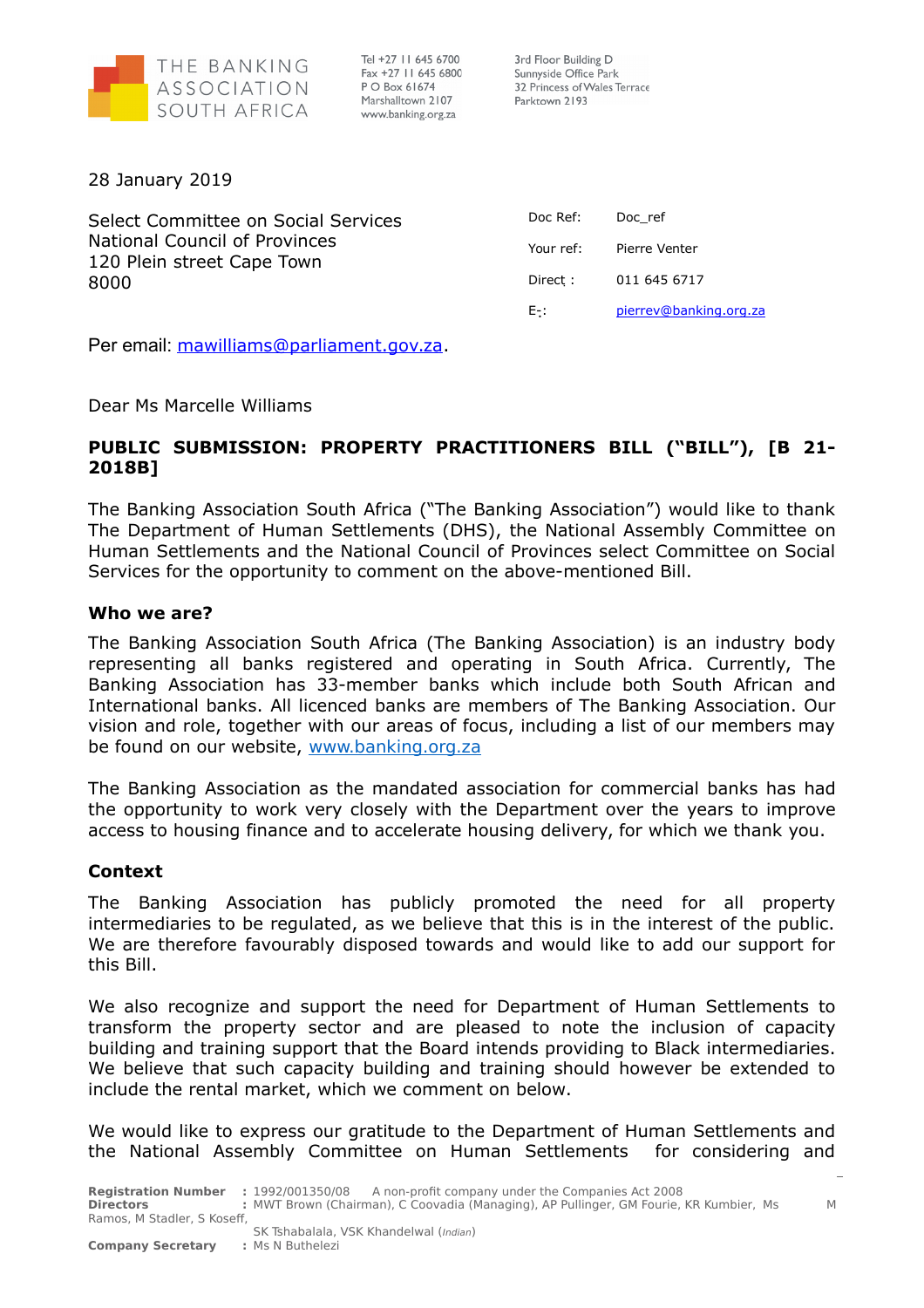THE BANKING ASSOCIATION SOUTH AFRICA

Tel +27 11 645 6700
Fax +27 11 645 6800
P O Box 61674
Marshalltown 2107
www.banking.org.za

3rd Floor Building D
Sunnyside Office Park
32 Princess of Wales Terrace
Parktown 2193

28 January 2019

Select Committee on Social Services
National Council of Provinces
120 Plein street Cape Town
8000

| | |
|---|---|
| Doc Ref: | Doc_ref |
| Your ref: | Pierre Venter |
| Direct : | 011 645 6717 |
| E-: | pierrev@banking.org.za |

Per email: mawilliams@parliament.gov.za.

Dear Ms Marcelle Williams

**PUBLIC SUBMISSION: PROPERTY PRACTITIONERS BILL ("BILL"), [B 21-2018B]**

The Banking Association South Africa ("The Banking Association") would like to thank The Department of Human Settlements (DHS), the National Assembly Committee on Human Settlements and the National Council of Provinces select Committee on Social Services for the opportunity to comment on the above-mentioned Bill.

**Who we are?**

The Banking Association South Africa (The Banking Association) is an industry body representing all banks registered and operating in South Africa. Currently, The Banking Association has 33-member banks which include both South African and International banks. All licenced banks are members of The Banking Association. Our vision and role, together with our areas of focus, including a list of our members may be found on our website, www.banking.org.za

The Banking Association as the mandated association for commercial banks has had the opportunity to work very closely with the Department over the years to improve access to housing finance and to accelerate housing delivery, for which we thank you.

**Context**

The Banking Association has publicly promoted the need for all property intermediaries to be regulated, as we believe that this is in the interest of the public. We are therefore favourably disposed towards and would like to add our support for this Bill.

We also recognize and support the need for Department of Human Settlements to transform the property sector and are pleased to note the inclusion of capacity building and training support that the Board intends providing to Black intermediaries. We believe that such capacity building and training should however be extended to include the rental market, which we comment on below.

We would like to express our gratitude to the Department of Human Settlements and the National Assembly Committee on Human Settlements for considering and

**Registration Number** : 1992/001350/08 A non-profit company under the Companies Act 2008
**Directors** : MWT Brown (Chairman), C Coovadia (Managing), AP Pullinger, GM Fourie, KR Kumbier, Ms M Ramos, M Stadler, S Koseff, SK Tshabalala, VSK Khandelwal (*Indian*)
**Company Secretary** : Ms N Buthelezi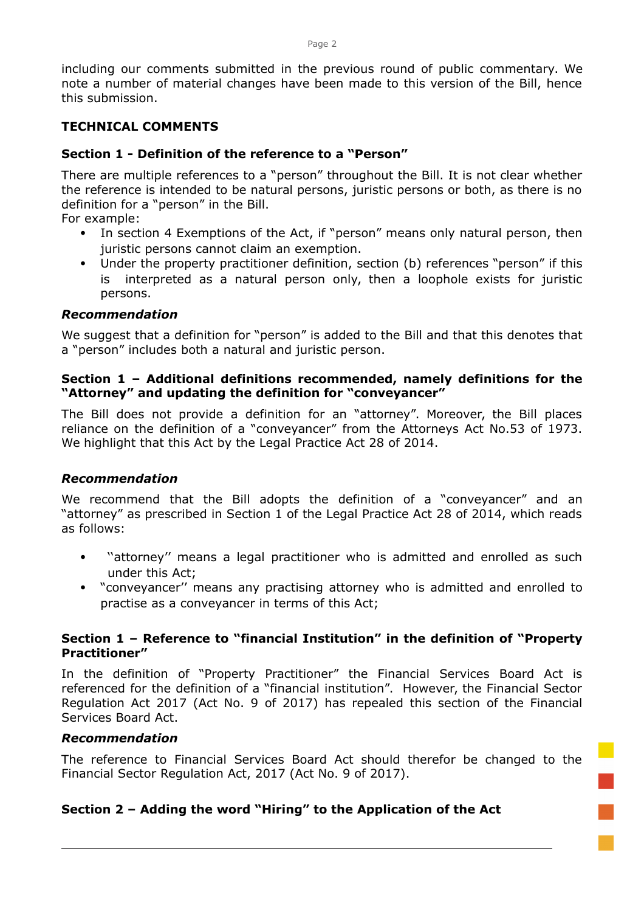including our comments submitted in the previous round of public commentary. We note a number of material changes have been made to this version of the Bill, hence this submission.

## TECHNICAL COMMENTS

### Section 1 - Definition of the reference to a "Person"

There are multiple references to a "person" throughout the Bill. It is not clear whether the reference is intended to be natural persons, juristic persons or both, as there is no definition for a "person" in the Bill.
For example:

- In section 4 Exemptions of the Act, if "person" means only natural person, then juristic persons cannot claim an exemption.
- Under the property practitioner definition, section (b) references "person" if this is interpreted as a natural person only, then a loophole exists for juristic persons.

#### *Recommendation*

We suggest that a definition for "person" is added to the Bill and that this denotes that a "person" includes both a natural and juristic person.

### Section 1 – Additional definitions recommended, namely definitions for the "Attorney" and updating the definition for "conveyancer"

The Bill does not provide a definition for an "attorney". Moreover, the Bill places reliance on the definition of a "conveyancer" from the Attorneys Act No.53 of 1973. We highlight that this Act by the Legal Practice Act 28 of 2014.

#### *Recommendation*

We recommend that the Bill adopts the definition of a "conveyancer" and an "attorney" as prescribed in Section 1 of the Legal Practice Act 28 of 2014, which reads as follows:

- ''attorney'' means a legal practitioner who is admitted and enrolled as such under this Act;
- "conveyancer'' means any practising attorney who is admitted and enrolled to practise as a conveyancer in terms of this Act;

### Section 1 – Reference to "financial Institution" in the definition of "Property Practitioner"

In the definition of "Property Practitioner" the Financial Services Board Act is referenced for the definition of a "financial institution". However, the Financial Sector Regulation Act 2017 (Act No. 9 of 2017) has repealed this section of the Financial Services Board Act.

#### *Recommendation*

The reference to Financial Services Board Act should therefor be changed to the Financial Sector Regulation Act, 2017 (Act No. 9 of 2017).

### Section 2 – Adding the word "Hiring" to the Application of the Act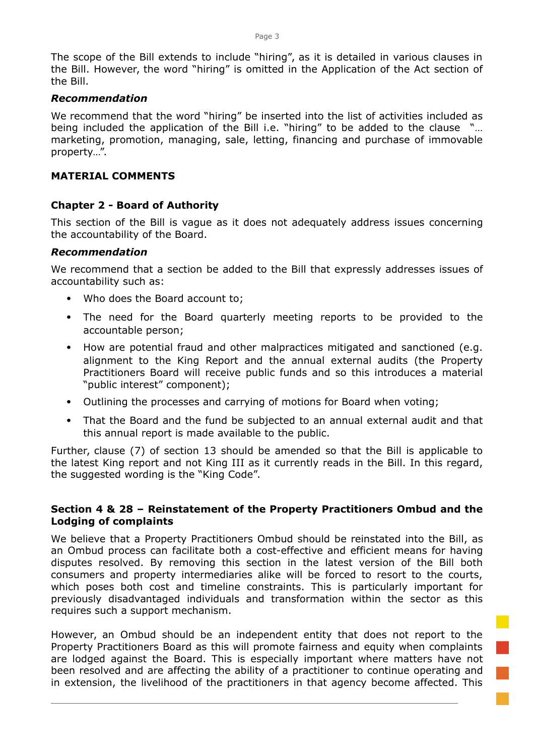The scope of the Bill extends to include "hiring", as it is detailed in various clauses in the Bill. However, the word "hiring" is omitted in the Application of the Act section of the Bill.

***Recommendation***

We recommend that the word "hiring" be inserted into the list of activities included as being included the application of the Bill i.e. "hiring" to be added to the clause "… marketing, promotion, managing, sale, letting, financing and purchase of immovable property…".

**MATERIAL COMMENTS**

**Chapter 2 - Board of Authority**

This section of the Bill is vague as it does not adequately address issues concerning the accountability of the Board.

***Recommendation***

We recommend that a section be added to the Bill that expressly addresses issues of accountability such as:

- Who does the Board account to;
- The need for the Board quarterly meeting reports to be provided to the accountable person;
- How are potential fraud and other malpractices mitigated and sanctioned (e.g. alignment to the King Report and the annual external audits (the Property Practitioners Board will receive public funds and so this introduces a material "public interest" component);
- Outlining the processes and carrying of motions for Board when voting;
- That the Board and the fund be subjected to an annual external audit and that this annual report is made available to the public.

Further, clause (7) of section 13 should be amended so that the Bill is applicable to the latest King report and not King III as it currently reads in the Bill. In this regard, the suggested wording is the "King Code".

**Section 4 & 28 – Reinstatement of the Property Practitioners Ombud and the Lodging of complaints**

We believe that a Property Practitioners Ombud should be reinstated into the Bill, as an Ombud process can facilitate both a cost-effective and efficient means for having disputes resolved. By removing this section in the latest version of the Bill both consumers and property intermediaries alike will be forced to resort to the courts, which poses both cost and timeline constraints. This is particularly important for previously disadvantaged individuals and transformation within the sector as this requires such a support mechanism.

However, an Ombud should be an independent entity that does not report to the Property Practitioners Board as this will promote fairness and equity when complaints are lodged against the Board. This is especially important where matters have not been resolved and are affecting the ability of a practitioner to continue operating and in extension, the livelihood of the practitioners in that agency become affected. This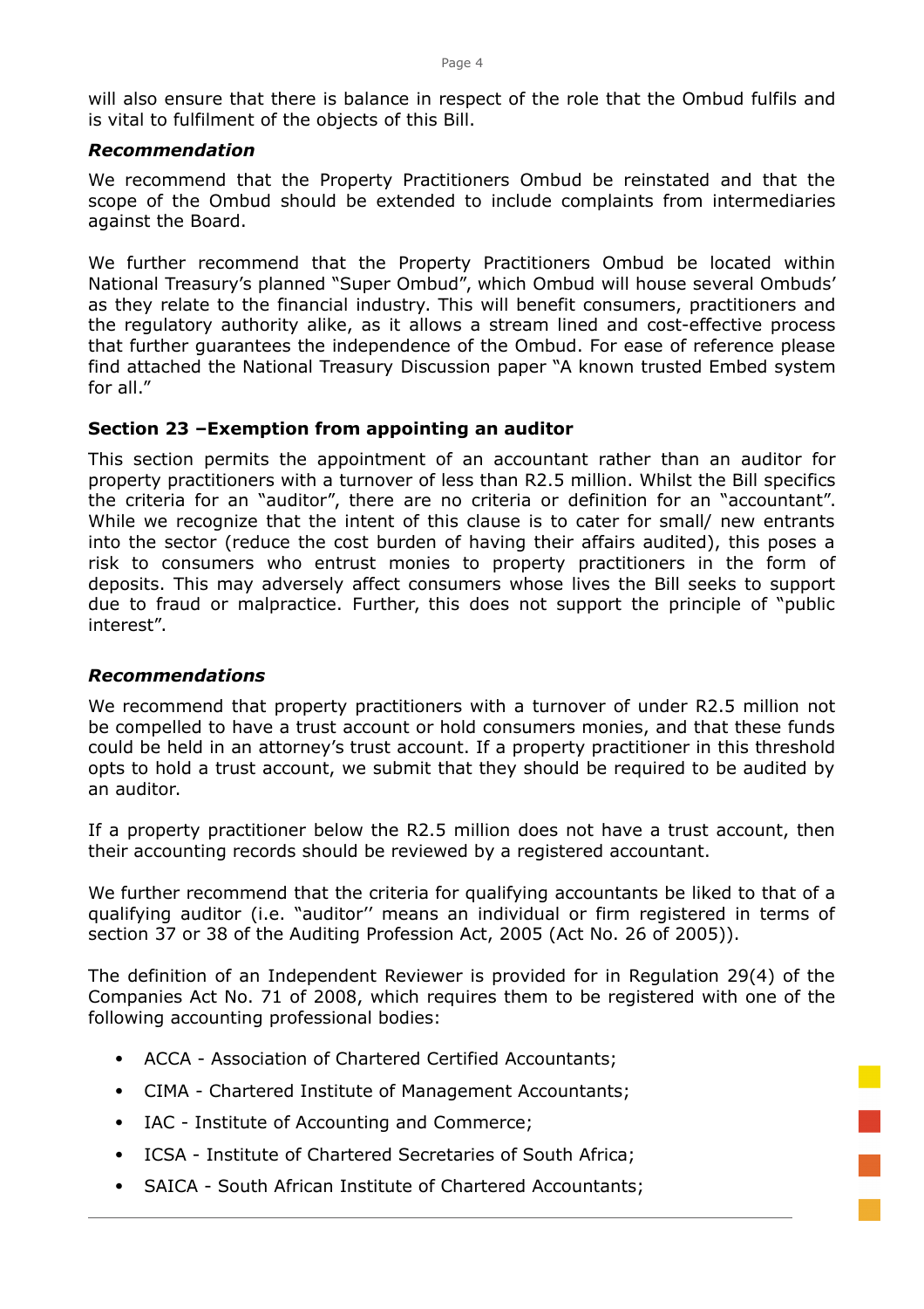will also ensure that there is balance in respect of the role that the Ombud fulfils and is vital to fulfilment of the objects of this Bill.

***Recommendation***

We recommend that the Property Practitioners Ombud be reinstated and that the scope of the Ombud should be extended to include complaints from intermediaries against the Board.

We further recommend that the Property Practitioners Ombud be located within National Treasury's planned "Super Ombud", which Ombud will house several Ombuds' as they relate to the financial industry. This will benefit consumers, practitioners and the regulatory authority alike, as it allows a stream lined and cost-effective process that further guarantees the independence of the Ombud. For ease of reference please find attached the National Treasury Discussion paper "A known trusted Embed system for all."

**Section 23 –Exemption from appointing an auditor**

This section permits the appointment of an accountant rather than an auditor for property practitioners with a turnover of less than R2.5 million. Whilst the Bill specifics the criteria for an "auditor", there are no criteria or definition for an "accountant". While we recognize that the intent of this clause is to cater for small/ new entrants into the sector (reduce the cost burden of having their affairs audited), this poses a risk to consumers who entrust monies to property practitioners in the form of deposits. This may adversely affect consumers whose lives the Bill seeks to support due to fraud or malpractice. Further, this does not support the principle of "public interest".

***Recommendations***

We recommend that property practitioners with a turnover of under R2.5 million not be compelled to have a trust account or hold consumers monies, and that these funds could be held in an attorney's trust account. If a property practitioner in this threshold opts to hold a trust account, we submit that they should be required to be audited by an auditor.

If a property practitioner below the R2.5 million does not have a trust account, then their accounting records should be reviewed by a registered accountant.

We further recommend that the criteria for qualifying accountants be liked to that of a qualifying auditor (i.e. "auditor'' means an individual or firm registered in terms of section 37 or 38 of the Auditing Profession Act, 2005 (Act No. 26 of 2005)).

The definition of an Independent Reviewer is provided for in Regulation 29(4) of the Companies Act No. 71 of 2008, which requires them to be registered with one of the following accounting professional bodies:

- ACCA - Association of Chartered Certified Accountants;
- CIMA - Chartered Institute of Management Accountants;
- IAC - Institute of Accounting and Commerce;
- ICSA - Institute of Chartered Secretaries of South Africa;
- SAICA - South African Institute of Chartered Accountants;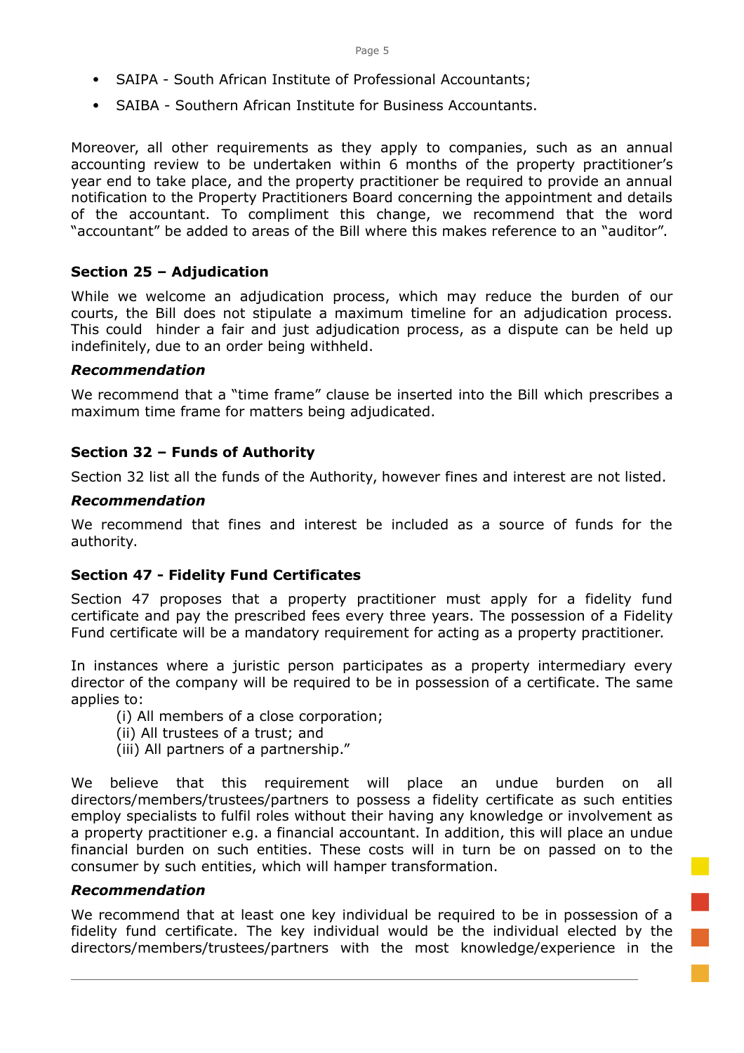- SAIPA - South African Institute of Professional Accountants;
- SAIBA - Southern African Institute for Business Accountants.

Moreover, all other requirements as they apply to companies, such as an annual accounting review to be undertaken within 6 months of the property practitioner's year end to take place, and the property practitioner be required to provide an annual notification to the Property Practitioners Board concerning the appointment and details of the accountant. To compliment this change, we recommend that the word "accountant" be added to areas of the Bill where this makes reference to an "auditor".

**Section 25 – Adjudication**

While we welcome an adjudication process, which may reduce the burden of our courts, the Bill does not stipulate a maximum timeline for an adjudication process. This could hinder a fair and just adjudication process, as a dispute can be held up indefinitely, due to an order being withheld.

***Recommendation***

We recommend that a "time frame" clause be inserted into the Bill which prescribes a maximum time frame for matters being adjudicated.

**Section 32 – Funds of Authority**

Section 32 list all the funds of the Authority, however fines and interest are not listed.

***Recommendation***

We recommend that fines and interest be included as a source of funds for the authority.

**Section 47 - Fidelity Fund Certificates**

Section 47 proposes that a property practitioner must apply for a fidelity fund certificate and pay the prescribed fees every three years. The possession of a Fidelity Fund certificate will be a mandatory requirement for acting as a property practitioner.

In instances where a juristic person participates as a property intermediary every director of the company will be required to be in possession of a certificate. The same applies to:

(i) All members of a close corporation;
(ii) All trustees of a trust; and
(iii) All partners of a partnership."

We believe that this requirement will place an undue burden on all directors/members/trustees/partners to possess a fidelity certificate as such entities employ specialists to fulfil roles without their having any knowledge or involvement as a property practitioner e.g. a financial accountant. In addition, this will place an undue financial burden on such entities. These costs will in turn be on passed on to the consumer by such entities, which will hamper transformation.

***Recommendation***

We recommend that at least one key individual be required to be in possession of a fidelity fund certificate. The key individual would be the individual elected by the directors/members/trustees/partners with the most knowledge/experience in the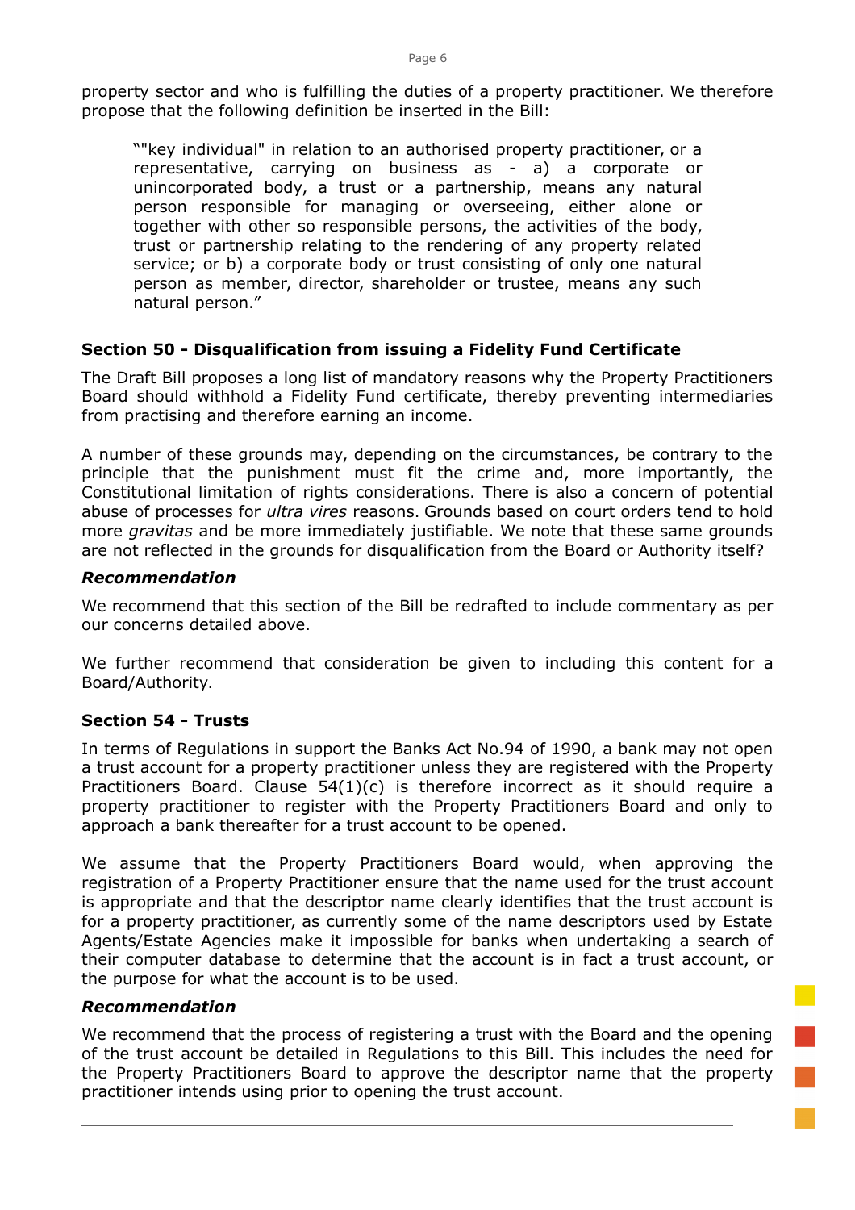property sector and who is fulfilling the duties of a property practitioner. We therefore propose that the following definition be inserted in the Bill:

> ""key individual" in relation to an authorised property practitioner, or a representative, carrying on business as - a) a corporate or unincorporated body, a trust or a partnership, means any natural person responsible for managing or overseeing, either alone or together with other so responsible persons, the activities of the body, trust or partnership relating to the rendering of any property related service; or b) a corporate body or trust consisting of only one natural person as member, director, shareholder or trustee, means any such natural person."

### Section 50 - Disqualification from issuing a Fidelity Fund Certificate

The Draft Bill proposes a long list of mandatory reasons why the Property Practitioners Board should withhold a Fidelity Fund certificate, thereby preventing intermediaries from practising and therefore earning an income.

A number of these grounds may, depending on the circumstances, be contrary to the principle that the punishment must fit the crime and, more importantly, the Constitutional limitation of rights considerations. There is also a concern of potential abuse of processes for *ultra vires* reasons. Grounds based on court orders tend to hold more *gravitas* and be more immediately justifiable. We note that these same grounds are not reflected in the grounds for disqualification from the Board or Authority itself?

#### *Recommendation*

We recommend that this section of the Bill be redrafted to include commentary as per our concerns detailed above.

We further recommend that consideration be given to including this content for a Board/Authority.

### Section 54 - Trusts

In terms of Regulations in support the Banks Act No.94 of 1990, a bank may not open a trust account for a property practitioner unless they are registered with the Property Practitioners Board. Clause 54(1)(c) is therefore incorrect as it should require a property practitioner to register with the Property Practitioners Board and only to approach a bank thereafter for a trust account to be opened.

We assume that the Property Practitioners Board would, when approving the registration of a Property Practitioner ensure that the name used for the trust account is appropriate and that the descriptor name clearly identifies that the trust account is for a property practitioner, as currently some of the name descriptors used by Estate Agents/Estate Agencies make it impossible for banks when undertaking a search of their computer database to determine that the account is in fact a trust account, or the purpose for what the account is to be used.

#### *Recommendation*

We recommend that the process of registering a trust with the Board and the opening of the trust account be detailed in Regulations to this Bill. This includes the need for the Property Practitioners Board to approve the descriptor name that the property practitioner intends using prior to opening the trust account.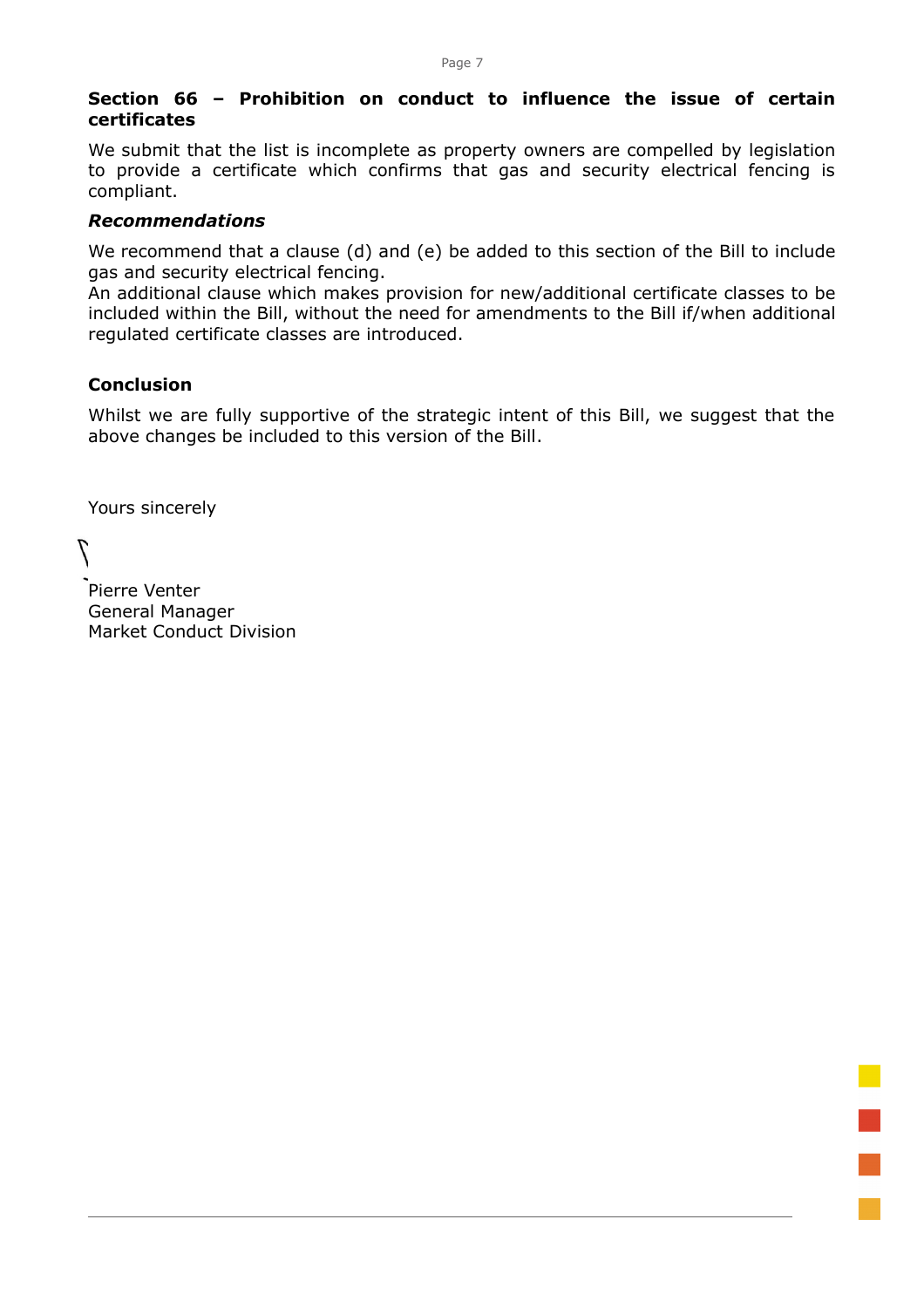**Section 66 – Prohibition on conduct to influence the issue of certain certificates**

We submit that the list is incomplete as property owners are compelled by legislation to provide a certificate which confirms that gas and security electrical fencing is compliant.

***Recommendations***

We recommend that a clause (d) and (e) be added to this section of the Bill to include gas and security electrical fencing.
An additional clause which makes provision for new/additional certificate classes to be included within the Bill, without the need for amendments to the Bill if/when additional regulated certificate classes are introduced.

**Conclusion**

Whilst we are fully supportive of the strategic intent of this Bill, we suggest that the above changes be included to this version of the Bill.

Yours sincerely

Pierre Venter
General Manager
Market Conduct Division